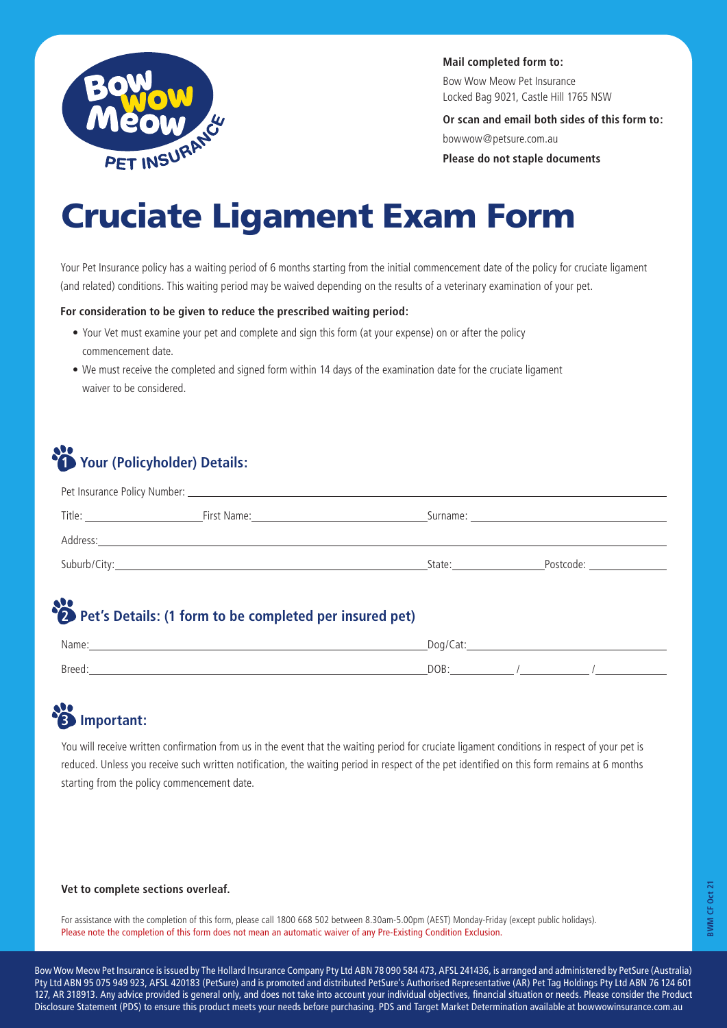**Mail completed form to:**

Bow Wow Meow Pet Insurance
Locked Bag 9021, Castle Hill 1765 NSW

**Or scan and email both sides of this form to:**

bowwow@petsure.com.au

**Please do not staple documents**

# Cruciate Ligament Exam Form

Your Pet Insurance policy has a waiting period of 6 months starting from the initial commencement date of the policy for cruciate ligament (and related) conditions. This waiting period may be waived depending on the results of a veterinary examination of your pet.

**For consideration to be given to reduce the prescribed waiting period:**

- Your Vet must examine your pet and complete and sign this form (at your expense) on or after the policy commencement date.
- We must receive the completed and signed form within 14 days of the examination date for the cruciate ligament waiver to be considered.

## 1 Your (Policyholder) Details:

Pet Insurance Policy Number: ______________________________

Title: __________ First Name: __________________ Surname: __________________

Address: ______________________________

Suburb/City: __________________ State: __________ Postcode: __________

## 2 Pet's Details: (1 form to be completed per insured pet)

Name: __________________ Dog/Cat: __________________

Breed: __________________ DOB: ______ / ______ / ______

## 3 Important:

You will receive written confirmation from us in the event that the waiting period for cruciate ligament conditions in respect of your pet is reduced. Unless you receive such written notification, the waiting period in respect of the pet identified on this form remains at 6 months starting from the policy commencement date.

**Vet to complete sections overleaf.**

For assistance with the completion of this form, please call 1800 668 502 between 8.30am-5.00pm (AEST) Monday-Friday (except public holidays).
Please note the completion of this form does not mean an automatic waiver of any Pre-Existing Condition Exclusion.

Bow Wow Meow Pet Insurance is issued by The Hollard Insurance Company Pty Ltd ABN 78 090 584 473, AFSL 241436, is arranged and administered by PetSure (Australia) Pty Ltd ABN 95 075 949 923, AFSL 420183 (PetSure) and is promoted and distributed PetSure's Authorised Representative (AR) Pet Tag Holdings Pty Ltd ABN 76 124 601 127, AR 318913. Any advice provided is general only, and does not take into account your individual objectives, financial situation or needs. Please consider the Product Disclosure Statement (PDS) to ensure this product meets your needs before purchasing. PDS and Target Market Determination available at bowwowinsurance.com.au

BWM CF Oct 21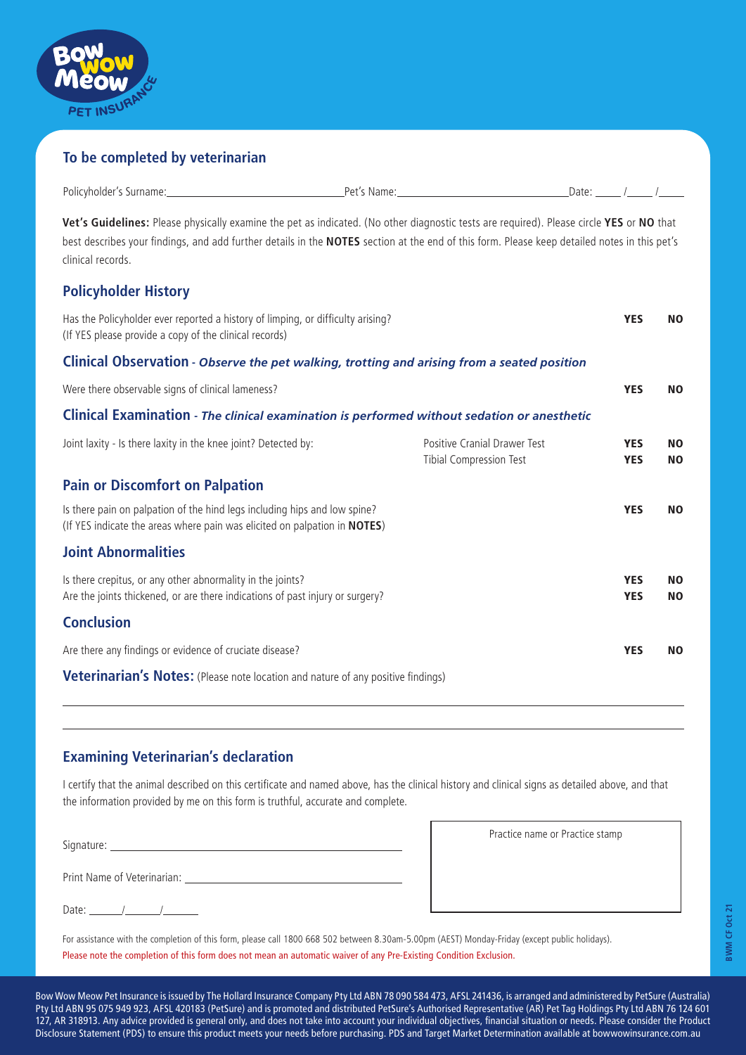## To be completed by veterinarian

Policyholder's Surname:______________________ Pet's Name:______________________ Date: ____ /____ /____

**Vet's Guidelines:** Please physically examine the pet as indicated. (No other diagnostic tests are required). Please circle **YES** or **NO** that best describes your findings, and add further details in the **NOTES** section at the end of this form. Please keep detailed notes in this pet's clinical records.

### Policyholder History

| | | | |
|---|---|---|---|
| Has the Policyholder ever reported a history of limping, or difficulty arising? (If YES please provide a copy of the clinical records) | | **YES** | **NO** |

### Clinical Observation - *Observe the pet walking, trotting and arising from a seated position*

| | | | |
|---|---|---|---|
| Were there observable signs of clinical lameness? | | **YES** | **NO** |

### Clinical Examination - *The clinical examination is performed without sedation or anesthetic*

| | | | |
|---|---|---|---|
| Joint laxity - Is there laxity in the knee joint? Detected by: | Positive Cranial Drawer Test | **YES** | **NO** |
| | Tibial Compression Test | **YES** | **NO** |

### Pain or Discomfort on Palpation

| | | | |
|---|---|---|---|
| Is there pain on palpation of the hind legs including hips and low spine? (If YES indicate the areas where pain was elicited on palpation in **NOTES**) | | **YES** | **NO** |

### Joint Abnormalities

| | | | |
|---|---|---|---|
| Is there crepitus, or any other abnormality in the joints? | | **YES** | **NO** |
| Are the joints thickened, or are there indications of past injury or surgery? | | **YES** | **NO** |

### Conclusion

| | | | |
|---|---|---|---|
| Are there any findings or evidence of cruciate disease? | | **YES** | **NO** |

**Veterinarian's Notes:** (Please note location and nature of any positive findings)

______________________________________________________________________

______________________________________________________________________

### Examining Veterinarian's declaration

I certify that the animal described on this certificate and named above, has the clinical history and clinical signs as detailed above, and that the information provided by me on this form is truthful, accurate and complete.

Signature: ______________________________

Print Name of Veterinarian: ______________________________

Date: ____ /____ /____

Practice name or Practice stamp

For assistance with the completion of this form, please call 1800 668 502 between 8.30am-5.00pm (AEST) Monday-Friday (except public holidays).

Please note the completion of this form does not mean an automatic waiver of any Pre-Existing Condition Exclusion.

Bow Wow Meow Pet Insurance is issued by The Hollard Insurance Company Pty Ltd ABN 78 090 584 473, AFSL 241436, is arranged and administered by PetSure (Australia) Pty Ltd ABN 95 075 949 923, AFSL 420183 (PetSure) and is promoted and distributed PetSure's Authorised Representative (AR) Pet Tag Holdings Pty Ltd ABN 76 124 601 127, AR 318913. Any advice provided is general only, and does not take into account your individual objectives, financial situation or needs. Please consider the Product Disclosure Statement (PDS) to ensure this product meets your needs before purchasing. PDS and Target Market Determination available at bowwowinsurance.com.au

BWM CF Oct 21